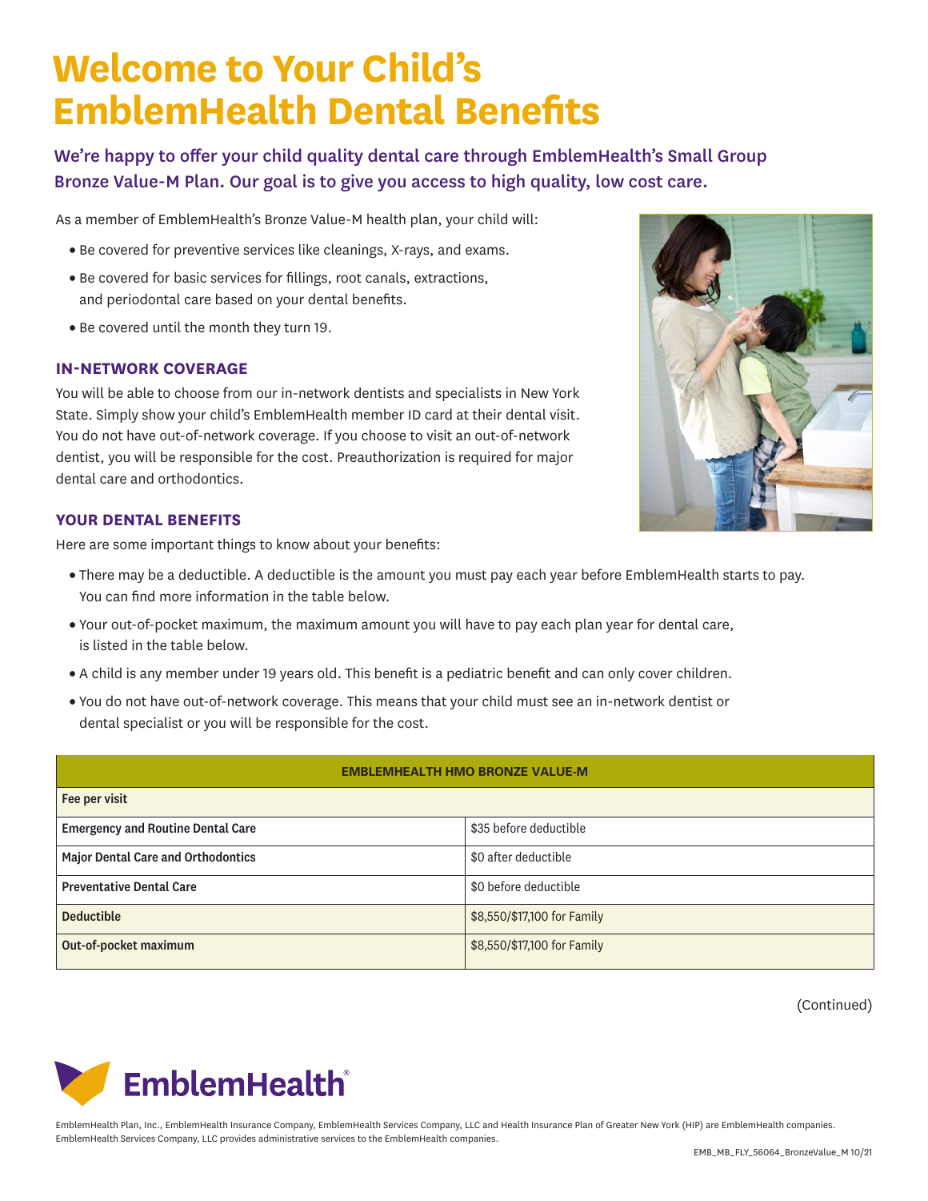# Welcome to Your Child's EmblemHealth Dental Benefits

## We're happy to offer your child quality dental care through EmblemHealth's Small Group Bronze Value-M Plan. Our goal is to give you access to high quality, low cost care.

As a member of EmblemHealth's Bronze Value-M health plan, your child will:

- Be covered for preventive services like cleanings, X-rays, and exams.
- Be covered for basic services for fillings, root canals, extractions, and periodontal care based on your dental benefits.
- Be covered until the month they turn 19.

### IN-NETWORK COVERAGE

You will be able to choose from our in-network dentists and specialists in New York State. Simply show your child's EmblemHealth member ID card at their dental visit. You do not have out-of-network coverage. If you choose to visit an out-of-network dentist, you will be responsible for the cost. Preauthorization is required for major dental care and orthodontics.

### YOUR DENTAL BENEFITS

Here are some important things to know about your benefits:

- There may be a deductible. A deductible is the amount you must pay each year before EmblemHealth starts to pay. You can find more information in the table below.
- Your out-of-pocket maximum, the maximum amount you will have to pay each plan year for dental care, is listed in the table below.
- A child is any member under 19 years old. This benefit is a pediatric benefit and can only cover children.
- You do not have out-of-network coverage. This means that your child must see an in-network dentist or dental specialist or you will be responsible for the cost.

| EMBLEMHEALTH HMO BRONZE VALUE-M | |
|---|---|
| **Fee per visit** | |
| **Emergency and Routine Dental Care** | $35 before deductible |
| **Major Dental Care and Orthodontics** | $0 after deductible |
| **Preventative Dental Care** | $0 before deductible |
| **Deductible** | $8,550/$17,100 for Family |
| **Out-of-pocket maximum** | $8,550/$17,100 for Family |

(Continued)

EmblemHealth Plan, Inc., EmblemHealth Insurance Company, EmblemHealth Services Company, LLC and Health Insurance Plan of Greater New York (HIP) are EmblemHealth companies. EmblemHealth Services Company, LLC provides administrative services to the EmblemHealth companies.

EMB_MB_FLY_56064_BronzeValue_M 10/21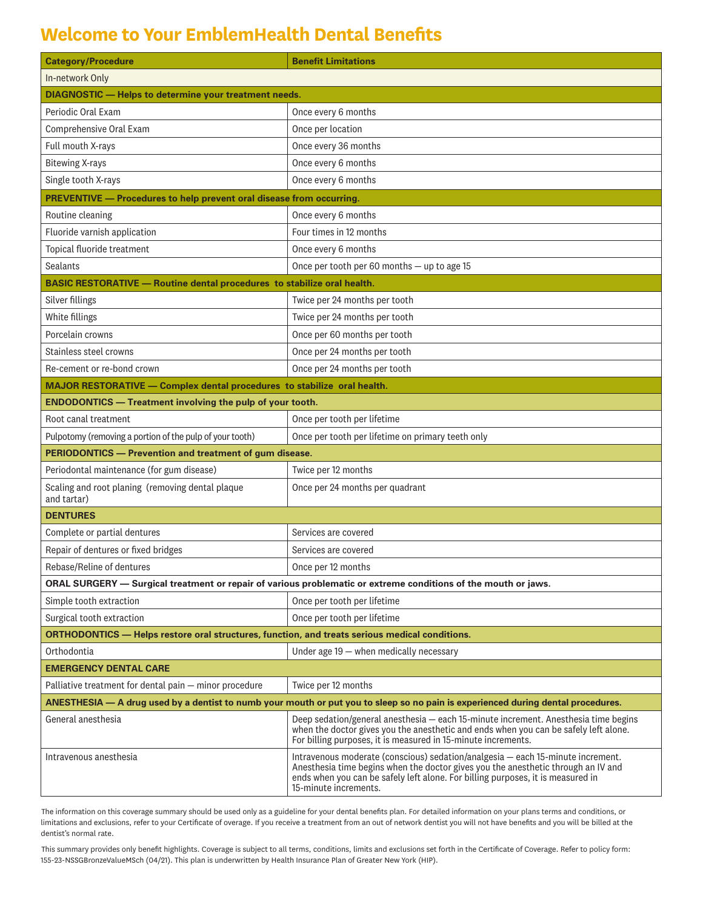# Welcome to Your EmblemHealth Dental Benefits

| Category/Procedure | Benefit Limitations |
|---|---|
| In-network Only | |
| **DIAGNOSTIC — Helps to determine your treatment needs.** | |
| Periodic Oral Exam | Once every 6 months |
| Comprehensive Oral Exam | Once per location |
| Full mouth X-rays | Once every 36 months |
| Bitewing X-rays | Once every 6 months |
| Single tooth X-rays | Once every 6 months |
| **PREVENTIVE — Procedures to help prevent oral disease from occurring.** | |
| Routine cleaning | Once every 6 months |
| Fluoride varnish application | Four times in 12 months |
| Topical fluoride treatment | Once every 6 months |
| Sealants | Once per tooth per 60 months — up to age 15 |
| **BASIC RESTORATIVE — Routine dental procedures to stabilize oral health.** | |
| Silver fillings | Twice per 24 months per tooth |
| White fillings | Twice per 24 months per tooth |
| Porcelain crowns | Once per 60 months per tooth |
| Stainless steel crowns | Once per 24 months per tooth |
| Re-cement or re-bond crown | Once per 24 months per tooth |
| **MAJOR RESTORATIVE — Complex dental procedures to stabilize oral health.** | |
| **ENDODONTICS — Treatment involving the pulp of your tooth.** | |
| Root canal treatment | Once per tooth per lifetime |
| Pulpotomy (removing a portion of the pulp of your tooth) | Once per tooth per lifetime on primary teeth only |
| **PERIODONTICS — Prevention and treatment of gum disease.** | |
| Periodontal maintenance (for gum disease) | Twice per 12 months |
| Scaling and root planing (removing dental plaque and tartar) | Once per 24 months per quadrant |
| **DENTURES** | |
| Complete or partial dentures | Services are covered |
| Repair of dentures or fixed bridges | Services are covered |
| Rebase/Reline of dentures | Once per 12 months |
| **ORAL SURGERY — Surgical treatment or repair of various problematic or extreme conditions of the mouth or jaws.** | |
| Simple tooth extraction | Once per tooth per lifetime |
| Surgical tooth extraction | Once per tooth per lifetime |
| **ORTHODONTICS — Helps restore oral structures, function, and treats serious medical conditions.** | |
| Orthodontia | Under age 19 — when medically necessary |
| **EMERGENCY DENTAL CARE** | |
| Palliative treatment for dental pain — minor procedure | Twice per 12 months |
| **ANESTHESIA — A drug used by a dentist to numb your mouth or put you to sleep so no pain is experienced during dental procedures.** | |
| General anesthesia | Deep sedation/general anesthesia — each 15-minute increment. Anesthesia time begins when the doctor gives you the anesthetic and ends when you can be safely left alone. For billing purposes, it is measured in 15-minute increments. |
| Intravenous anesthesia | Intravenous moderate (conscious) sedation/analgesia — each 15-minute increment. Anesthesia time begins when the doctor gives you the anesthetic through an IV and ends when you can be safely left alone. For billing purposes, it is measured in 15-minute increments. |

The information on this coverage summary should be used only as a guideline for your dental benefits plan. For detailed information on your plans terms and conditions, or limitations and exclusions, refer to your Certificate of overage. If you receive a treatment from an out of network dentist you will not have benefits and you will be billed at the dentist's normal rate.

This summary provides only benefit highlights. Coverage is subject to all terms, conditions, limits and exclusions set forth in the Certificate of Coverage. Refer to policy form: 155-23-NSSGBronzeValueMSch (04/21). This plan is underwritten by Health Insurance Plan of Greater New York (HIP).